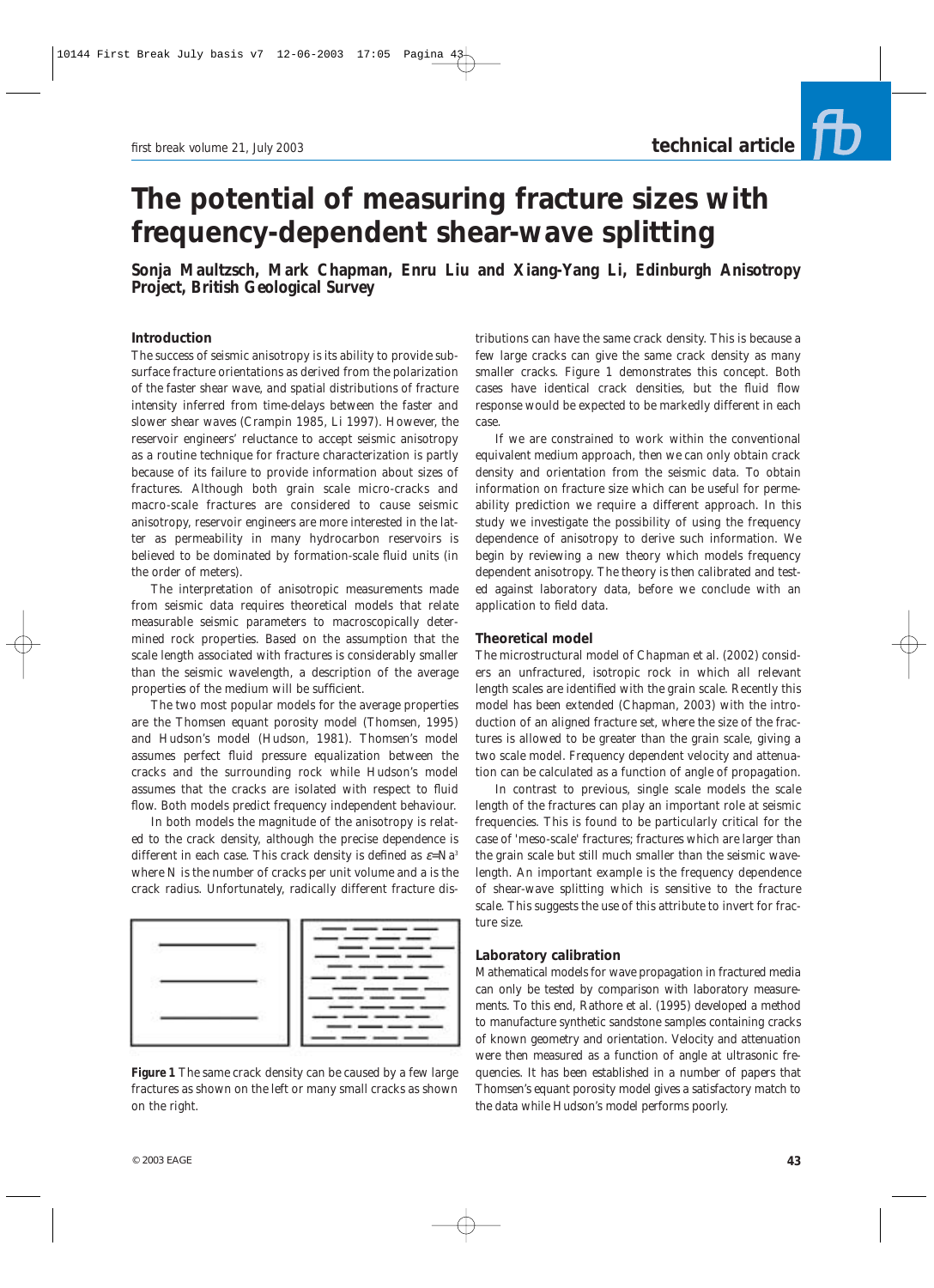# The potential of measuring fracture sizes with frequency-dependent shear-wave splitting

**Sonja Maultzsch, Mark Chapman, Enru Liu and Xiang-Yang Li, Edinburgh Anisotropy Project, British Geological Survey**

## Introduction

The success of seismic anisotropy is its ability to provide subsurface fracture orientations as derived from the polarization of the faster shear wave, and spatial distributions of fracture intensity inferred from time-delays between the faster and slower shear waves (Crampin 1985, Li 1997). However, the reservoir engineers' reluctance to accept seismic anisotropy as a routine technique for fracture characterization is partly because of its failure to provide information about sizes of fractures. Although both grain scale micro-cracks and macro-scale fractures are considered to cause seismic anisotropy, reservoir engineers are more interested in the latter as permeability in many hydrocarbon reservoirs is believed to be dominated by formation-scale fluid units (in the order of meters).

The interpretation of anisotropic measurements made from seismic data requires theoretical models that relate measurable seismic parameters to macroscopically determined rock properties. Based on the assumption that the scale length associated with fractures is considerably smaller than the seismic wavelength, a description of the average properties of the medium will be sufficient.

The two most popular models for the average properties are the Thomsen equant porosity model (Thomsen, 1995) and Hudson's model (Hudson, 1981). Thomsen's model assumes perfect fluid pressure equalization between the cracks and the surrounding rock while Hudson's model assumes that the cracks are isolated with respect to fluid flow. Both models predict frequency independent behaviour.

In both models the magnitude of the anisotropy is related to the crack density, although the precise dependence is different in each case. This crack density is defined as $\varepsilon = Na^3$ where N is the number of cracks per unit volume and a is the crack radius. Unfortunately, radically different fracture distributions can have the same crack density. This is because a few large cracks can give the same crack density as many smaller cracks. Figure 1 demonstrates this concept. Both cases have identical crack densities, but the fluid flow response would be expected to be markedly different in each case.

**Figure 1** The same crack density can be caused by a few large fractures as shown on the left or many small cracks as shown on the right.

If we are constrained to work within the conventional equivalent medium approach, then we can only obtain crack density and orientation from the seismic data. To obtain information on fracture size which can be useful for permeability prediction we require a different approach. In this study we investigate the possibility of using the frequency dependence of anisotropy to derive such information. We begin by reviewing a new theory which models frequency dependent anisotropy. The theory is then calibrated and tested against laboratory data, before we conclude with an application to field data.

## Theoretical model

The microstructural model of Chapman et al. (2002) considers an unfractured, isotropic rock in which all relevant length scales are identified with the grain scale. Recently this model has been extended (Chapman, 2003) with the introduction of an aligned fracture set, where the size of the fractures is allowed to be greater than the grain scale, giving a two scale model. Frequency dependent velocity and attenuation can be calculated as a function of angle of propagation.

In contrast to previous, single scale models the scale length of the fractures can play an important role at seismic frequencies. This is found to be particularly critical for the case of 'meso-scale' fractures; fractures which are larger than the grain scale but still much smaller than the seismic wavelength. An important example is the frequency dependence of shear-wave splitting which is sensitive to the fracture scale. This suggests the use of this attribute to invert for fracture size.

## Laboratory calibration

Mathematical models for wave propagation in fractured media can only be tested by comparison with laboratory measurements. To this end, Rathore et al. (1995) developed a method to manufacture synthetic sandstone samples containing cracks of known geometry and orientation. Velocity and attenuation were then measured as a function of angle at ultrasonic frequencies. It has been established in a number of papers that Thomsen's equant porosity model gives a satisfactory match to the data while Hudson's model performs poorly.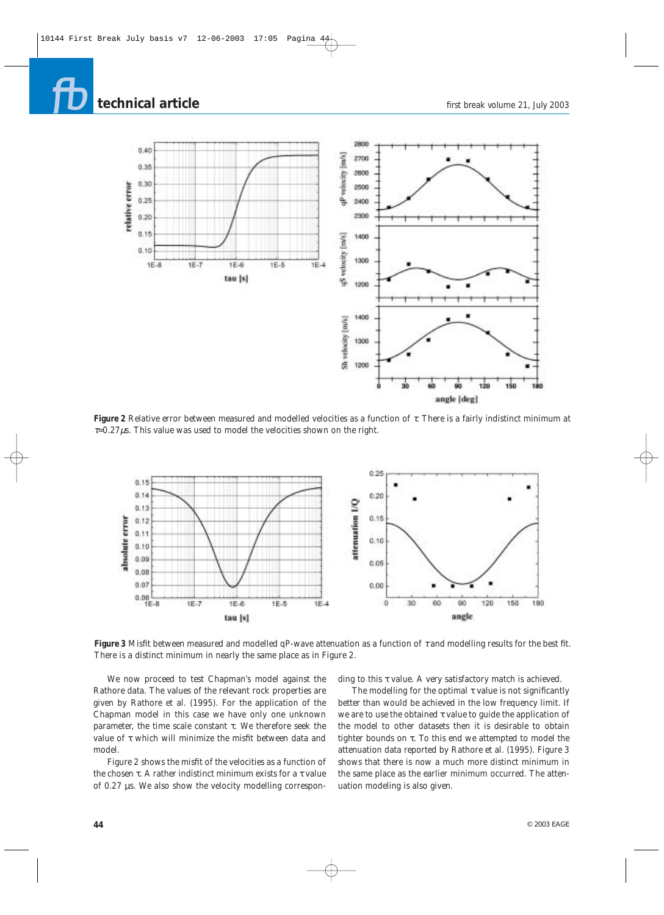Figure 2 Relative error between measured and modelled velocities as a function of $\tau$. There is a fairly indistinct minimum at $\tau$=0.27$\mu$s. This value was used to model the velocities shown on the right.

Figure 3 Misfit between measured and modelled qP-wave attenuation as a function of $\tau$ and modelling results for the best fit. There is a distinct minimum in nearly the same place as in Figure 2.

We now proceed to test Chapman's model against the Rathore data. The values of the relevant rock properties are given by Rathore et al. (1995). For the application of the Chapman model in this case we have only one unknown parameter, the time scale constant $\tau$. We therefore seek the value of $\tau$ which will minimize the misfit between data and model.

Figure 2 shows the misfit of the velocities as a function of the chosen $\tau$. A rather indistinct minimum exists for a $\tau$ value of 0.27 µs. We also show the velocity modelling corresponding to this $\tau$ value. A very satisfactory match is achieved.

The modelling for the optimal $\tau$ value is not significantly better than would be achieved in the low frequency limit. If we are to use the obtained $\tau$ value to guide the application of the model to other datasets then it is desirable to obtain tighter bounds on $\tau$. To this end we attempted to model the attenuation data reported by Rathore et al. (1995). Figure 3 shows that there is now a much more distinct minimum in the same place as the earlier minimum occurred. The attenuation modeling is also given.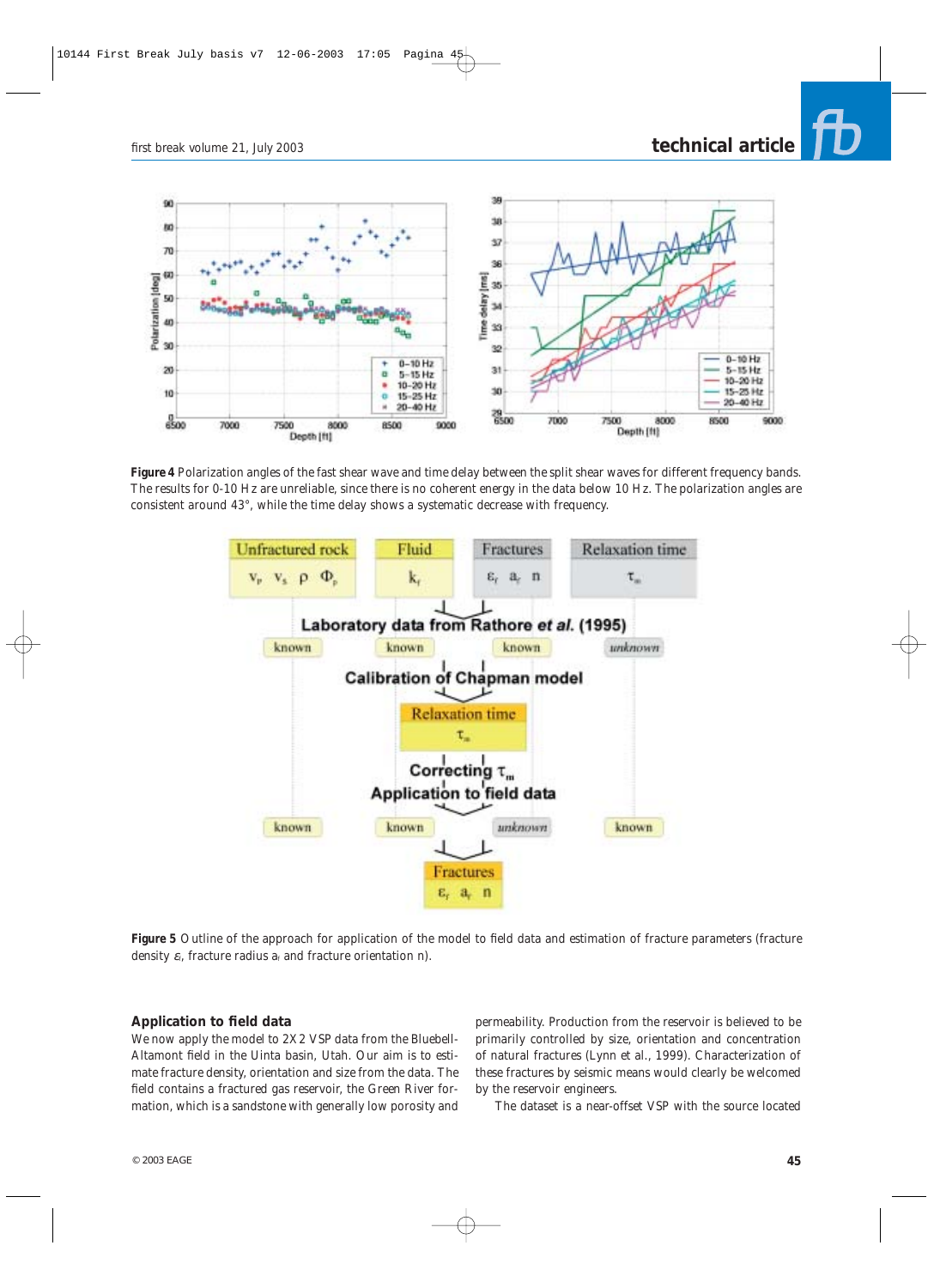**Figure 4** Polarization angles of the fast shear wave and time delay between the split shear waves for different frequency bands. The results for 0-10 Hz are unreliable, since there is no coherent energy in the data below 10 Hz. The polarization angles are consistent around 43°, while the time delay shows a systematic decrease with frequency.

**Figure 5** Outline of the approach for application of the model to field data and estimation of fracture parameters (fracture density $\varepsilon_f$, fracture radius $a_f$ and fracture orientation n).

## Application to field data

We now apply the model to 2X2 VSP data from the Bluebell-Altamont field in the Uinta basin, Utah. Our aim is to estimate fracture density, orientation and size from the data. The field contains a fractured gas reservoir, the Green River formation, which is a sandstone with generally low porosity and permeability. Production from the reservoir is believed to be primarily controlled by size, orientation and concentration of natural fractures (Lynn et al., 1999). Characterization of these fractures by seismic means would clearly be welcomed by the reservoir engineers.

The dataset is a near-offset VSP with the source located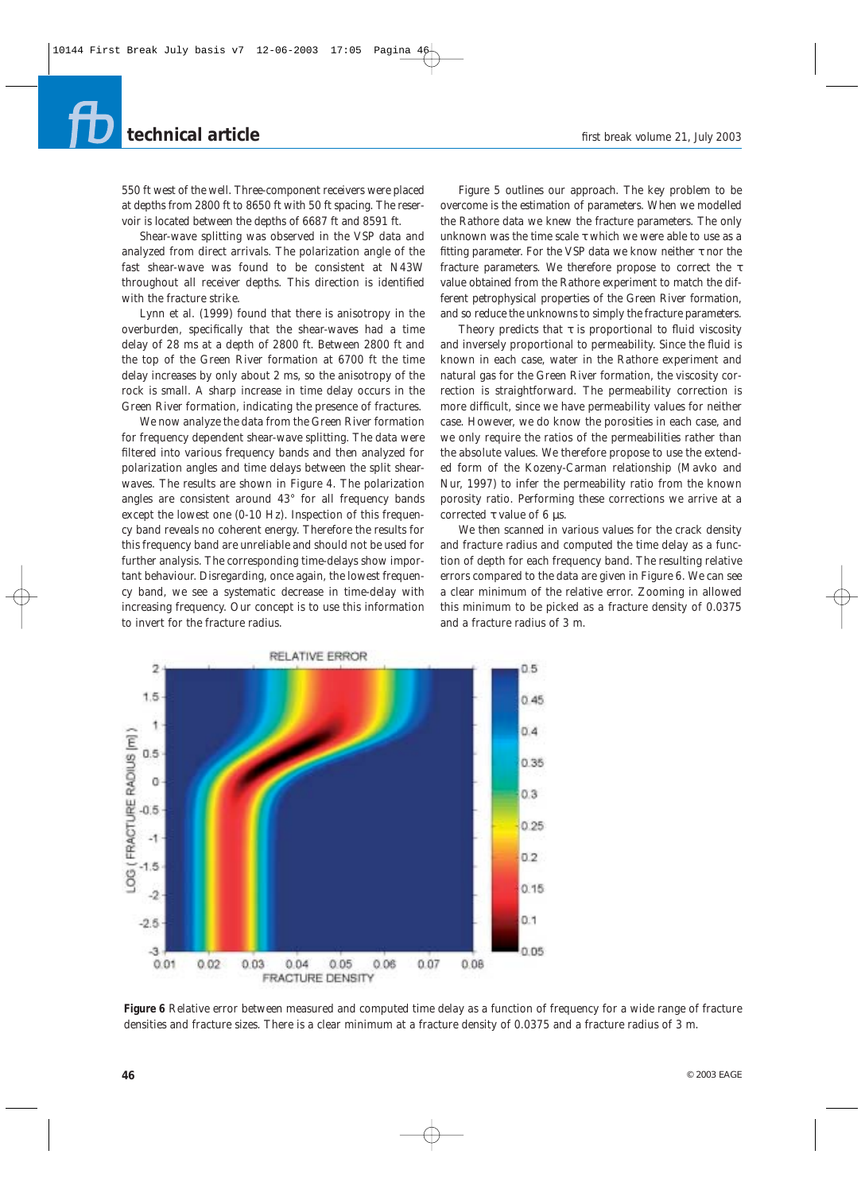550 ft west of the well. Three-component receivers were placed at depths from 2800 ft to 8650 ft with 50 ft spacing. The reservoir is located between the depths of 6687 ft and 8591 ft.

Shear-wave splitting was observed in the VSP data and analyzed from direct arrivals. The polarization angle of the fast shear-wave was found to be consistent at N43W throughout all receiver depths. This direction is identified with the fracture strike.

Lynn et al. (1999) found that there is anisotropy in the overburden, specifically that the shear-waves had a time delay of 28 ms at a depth of 2800 ft. Between 2800 ft and the top of the Green River formation at 6700 ft the time delay increases by only about 2 ms, so the anisotropy of the rock is small. A sharp increase in time delay occurs in the Green River formation, indicating the presence of fractures.

We now analyze the data from the Green River formation for frequency dependent shear-wave splitting. The data were filtered into various frequency bands and then analyzed for polarization angles and time delays between the split shear-waves. The results are shown in Figure 4. The polarization angles are consistent around 43° for all frequency bands except the lowest one (0-10 Hz). Inspection of this frequency band reveals no coherent energy. Therefore the results for this frequency band are unreliable and should not be used for further analysis. The corresponding time-delays show important behaviour. Disregarding, once again, the lowest frequency band, we see a systematic decrease in time-delay with increasing frequency. Our concept is to use this information to invert for the fracture radius.

Figure 5 outlines our approach. The key problem to be overcome is the estimation of parameters. When we modelled the Rathore data we knew the fracture parameters. The only unknown was the time scale $\tau$ which we were able to use as a fitting parameter. For the VSP data we know neither $\tau$ nor the fracture parameters. We therefore propose to correct the $\tau$ value obtained from the Rathore experiment to match the different petrophysical properties of the Green River formation, and so reduce the unknowns to simply the fracture parameters.

Theory predicts that $\tau$ is proportional to fluid viscosity and inversely proportional to permeability. Since the fluid is known in each case, water in the Rathore experiment and natural gas for the Green River formation, the viscosity correction is straightforward. The permeability correction is more difficult, since we have permeability values for neither case. However, we do know the porosities in each case, and we only require the ratios of the permeabilities rather than the absolute values. We therefore propose to use the extended form of the Kozeny-Carman relationship (Mavko and Nur, 1997) to infer the permeability ratio from the known porosity ratio. Performing these corrections we arrive at a corrected $\tau$ value of 6 µs.

We then scanned in various values for the crack density and fracture radius and computed the time delay as a function of depth for each frequency band. The resulting relative errors compared to the data are given in Figure 6. We can see a clear minimum of the relative error. Zooming in allowed this minimum to be picked as a fracture density of 0.0375 and a fracture radius of 3 m.

**Figure 6** Relative error between measured and computed time delay as a function of frequency for a wide range of fracture densities and fracture sizes. There is a clear minimum at a fracture density of 0.0375 and a fracture radius of 3 m.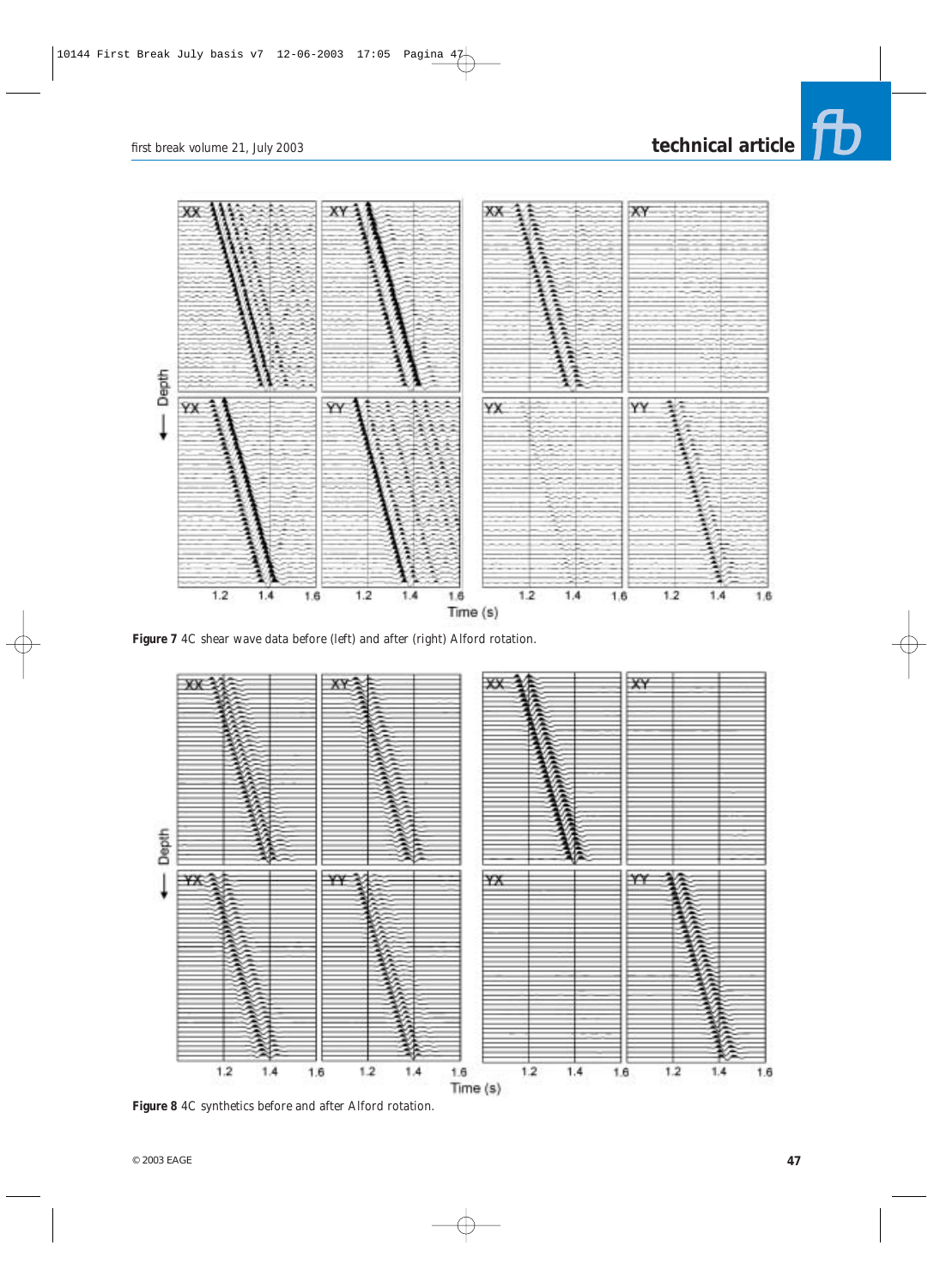**Figure 7** 4C shear wave data before (left) and after (right) Alford rotation.

**Figure 8** 4C synthetics before and after Alford rotation.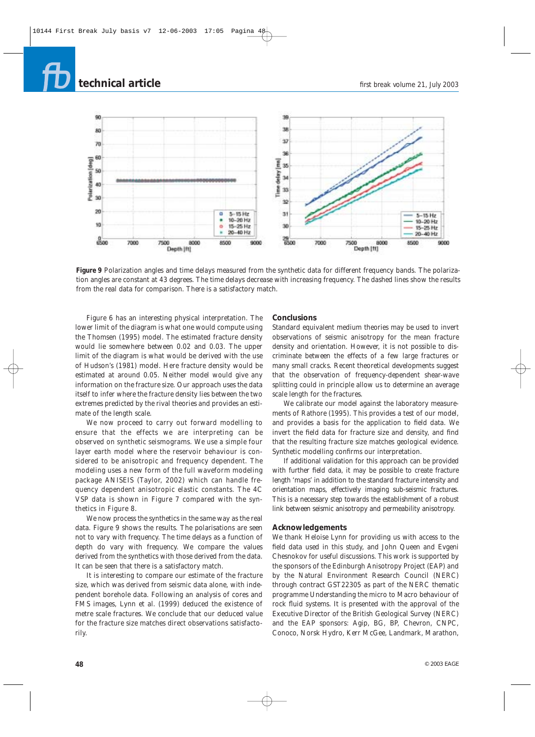**Figure 9** Polarization angles and time delays measured from the synthetic data for different frequency bands. The polarization angles are constant at 43 degrees. The time delays decrease with increasing frequency. The dashed lines show the results from the real data for comparison. There is a satisfactory match.

Figure 6 has an interesting physical interpretation. The lower limit of the diagram is what one would compute using the Thomsen (1995) model. The estimated fracture density would lie somewhere between 0.02 and 0.03. The upper limit of the diagram is what would be derived with the use of Hudson's (1981) model. Here fracture density would be estimated at around 0.05. Neither model would give any information on the fracture size. Our approach uses the data itself to infer where the fracture density lies between the two extremes predicted by the rival theories and provides an estimate of the length scale.

We now proceed to carry out forward modelling to ensure that the effects we are interpreting can be observed on synthetic seismograms. We use a simple four layer earth model where the reservoir behaviour is considered to be anisotropic and frequency dependent. The modeling uses a new form of the full waveform modeling package ANISEIS (Taylor, 2002) which can handle frequency dependent anisotropic elastic constants. The 4C VSP data is shown in Figure 7 compared with the synthetics in Figure 8.

We now process the synthetics in the same way as the real data. Figure 9 shows the results. The polarisations are seen not to vary with frequency. The time delays as a function of depth do vary with frequency. We compare the values derived from the synthetics with those derived from the data. It can be seen that there is a satisfactory match.

It is interesting to compare our estimate of the fracture size, which was derived from seismic data alone, with independent borehole data. Following an analysis of cores and FMS images, Lynn et al. (1999) deduced the existence of metre scale fractures. We conclude that our deduced value for the fracture size matches direct observations satisfactorily.

## Conclusions

Standard equivalent medium theories may be used to invert observations of seismic anisotropy for the mean fracture density and orientation. However, it is not possible to discriminate between the effects of a few large fractures or many small cracks. Recent theoretical developments suggest that the observation of frequency-dependent shear-wave splitting could in principle allow us to determine an average scale length for the fractures.

We calibrate our model against the laboratory measurements of Rathore (1995). This provides a test of our model, and provides a basis for the application to field data. We invert the field data for fracture size and density, and find that the resulting fracture size matches geological evidence. Synthetic modelling confirms our interpretation.

If additional validation for this approach can be provided with further field data, it may be possible to create fracture length 'maps' in addition to the standard fracture intensity and orientation maps, effectively imaging sub-seismic fractures. This is a necessary step towards the establishment of a robust link between seismic anisotropy and permeability anisotropy.

## Acknowledgements

We thank Heloise Lynn for providing us with access to the field data used in this study, and John Queen and Evgeni Chesnokov for useful discussions. This work is supported by the sponsors of the Edinburgh Anisotropy Project (EAP) and by the Natural Environment Research Council (NERC) through contract GST22305 as part of the NERC thematic programme Understanding the micro to Macro behaviour of rock fluid systems. It is presented with the approval of the Executive Director of the British Geological Survey (NERC) and the EAP sponsors: Agip, BG, BP, Chevron, CNPC, Conoco, Norsk Hydro, Kerr McGee, Landmark, Marathon,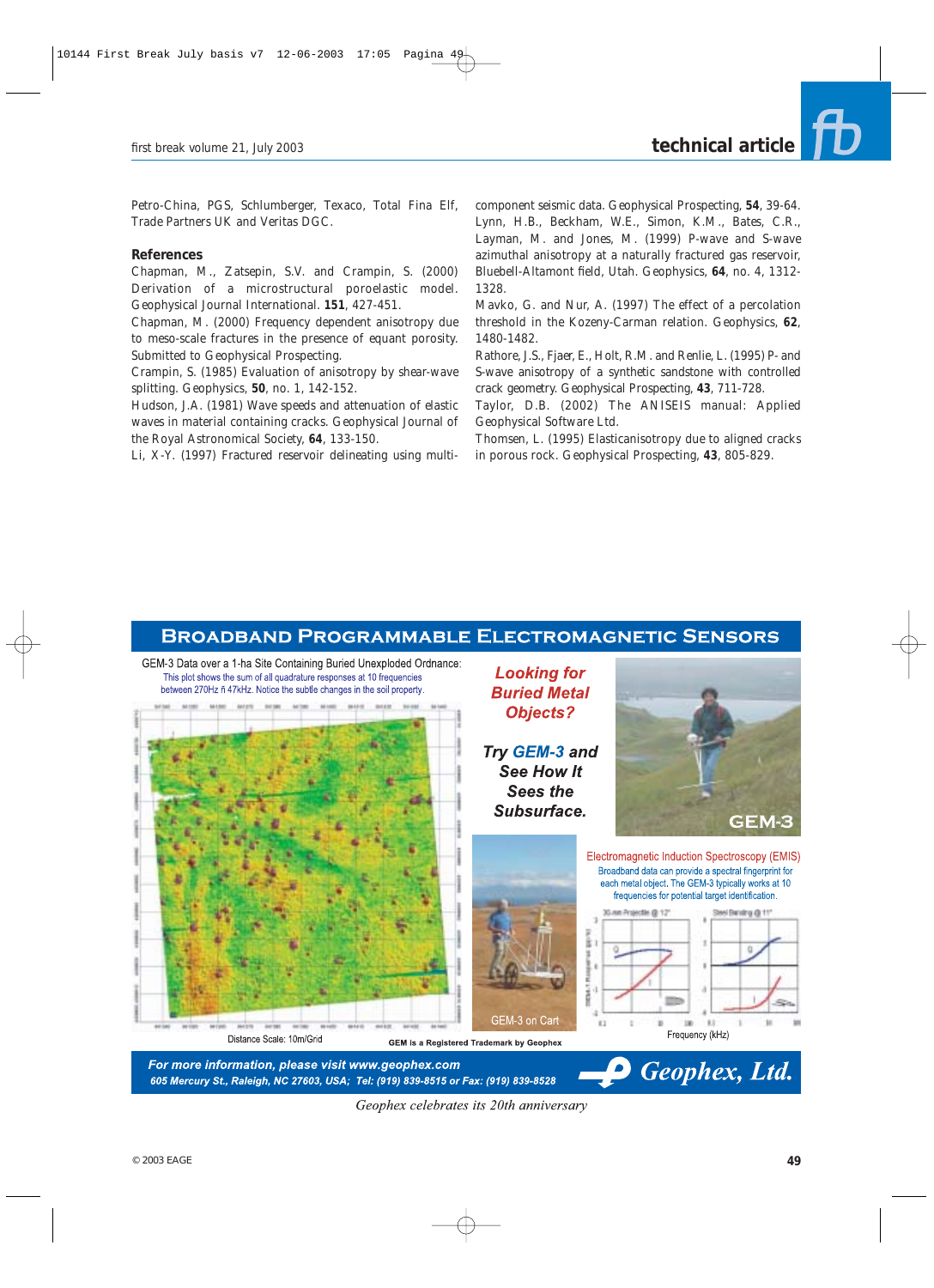Petro-China, PGS, Schlumberger, Texaco, Total Fina Elf, Trade Partners UK and Veritas DGC.

## References

Chapman, M., Zatsepin, S.V. and Crampin, S. (2000) Derivation of a microstructural poroelastic model. Geophysical Journal International. **151**, 427-451.

Chapman, M. (2000) Frequency dependent anisotropy due to meso-scale fractures in the presence of equant porosity. Submitted to Geophysical Prospecting.

Crampin, S. (1985) Evaluation of anisotropy by shear-wave splitting. Geophysics, **50**, no. 1, 142-152.

Hudson, J.A. (1981) Wave speeds and attenuation of elastic waves in material containing cracks. Geophysical Journal of the Royal Astronomical Society, **64**, 133-150.

Li, X-Y. (1997) Fractured reservoir delineating using multi-component seismic data. Geophysical Prospecting, **54**, 39-64.

Lynn, H.B., Beckham, W.E., Simon, K.M., Bates, C.R., Layman, M. and Jones, M. (1999) P-wave and S-wave azimuthal anisotropy at a naturally fractured gas reservoir, Bluebell-Altamont field, Utah. Geophysics, **64**, no. 4, 1312-1328.

Mavko, G. and Nur, A. (1997) The effect of a percolation threshold in the Kozeny-Carman relation. Geophysics, **62**, 1480-1482.

Rathore, J.S., Fjaer, E., Holt, R.M. and Renlie, L. (1995) P- and S-wave anisotropy of a synthetic sandstone with controlled crack geometry. Geophysical Prospecting, **43**, 711-728.

Taylor, D.B. (2002) The ANISEIS manual: Applied Geophysical Software Ltd.

Thomsen, L. (1995) Elasticanisotropy due to aligned cracks in porous rock. Geophysical Prospecting, **43**, 805-829.

BROADBAND PROGRAMMABLE ELECTROMAGNETIC SENSORS

GEM-3 Data over a 1-ha Site Containing Buried Unexploded Ordnance:
This plot shows the sum of all quadrature responses at 10 frequencies between 270Hz – 47kHz. Notice the subtle changes in the soil property.

Distance Scale: 10m/Grid

*Looking for Buried Metal Objects?*

*Try GEM-3 and See How It Sees the Subsurface.*

GEM-3

GEM-3 on Cart

Electromagnetic Induction Spectroscopy (EMIS)
Broadband data can provide a spectral fingerprint for each metal object. The GEM-3 typically works at 10 frequencies for potential target identification.

Frequency (kHz)

GEM is a Registered Trademark by Geophex

*For more information, please visit www.geophex.com*
*605 Mercury St., Raleigh, NC 27603, USA; Tel: (919) 839-8515 or Fax: (919) 839-8528*

*Geophex, Ltd.*

*Geophex celebrates its 20th anniversary*